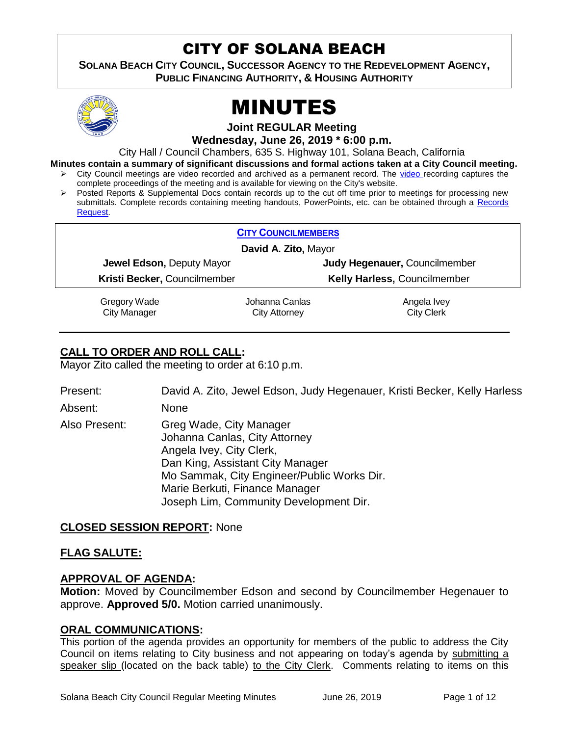# CITY OF SOLANA BEACH

**SOLANA BEACH CITY COUNCIL, SUCCESSOR AGENCY TO THE REDEVELOPMENT AGENCY, PUBLIC FINANCING AUTHORITY, & HOUSING AUTHORITY**

# MINUTES

**Joint REGULAR Meeting**

**Wednesday, June 26, 2019 * 6:00 p.m.**

City Hall / Council Chambers, 635 S. Highway 101, Solana Beach, California

**Minutes contain a summary of significant discussions and formal actions taken at a City Council meeting.**

- City Council meetings are video recorded and archived as a permanent record. The video recording captures the complete proceedings of the meeting and is available for viewing on the City's website.
- Posted Reports & Supplemental Docs contain records up to the cut off time prior to meetings for processing new submittals. Complete records containing meeting handouts, PowerPoints, etc. can be obtained through a Records Request.

**CITY COUNCILMEMBERS**

**David A. Zito,** Mayor

| | |
|---|---|
| **Jewel Edson,** Deputy Mayor | **Judy Hegenauer,** Councilmember |
| **Kristi Becker,** Councilmember | **Kelly Harless,** Councilmember |

| | | |
|---|---|---|
| Gregory Wade<br>City Manager | Johanna Canlas<br>City Attorney | Angela Ivey<br>City Clerk |

## CALL TO ORDER AND ROLL CALL:

Mayor Zito called the meeting to order at 6:10 p.m.

Present: David A. Zito, Jewel Edson, Judy Hegenauer, Kristi Becker, Kelly Harless

Absent: None

Also Present:
Greg Wade, City Manager
Johanna Canlas, City Attorney
Angela Ivey, City Clerk,
Dan King, Assistant City Manager
Mo Sammak, City Engineer/Public Works Dir.
Marie Berkuti, Finance Manager
Joseph Lim, Community Development Dir.

## CLOSED SESSION REPORT: None

## FLAG SALUTE:

## APPROVAL OF AGENDA:

**Motion:** Moved by Councilmember Edson and second by Councilmember Hegenauer to approve. **Approved 5/0.** Motion carried unanimously.

## ORAL COMMUNICATIONS:

This portion of the agenda provides an opportunity for members of the public to address the City Council on items relating to City business and not appearing on today's agenda by submitting a speaker slip (located on the back table) to the City Clerk. Comments relating to items on this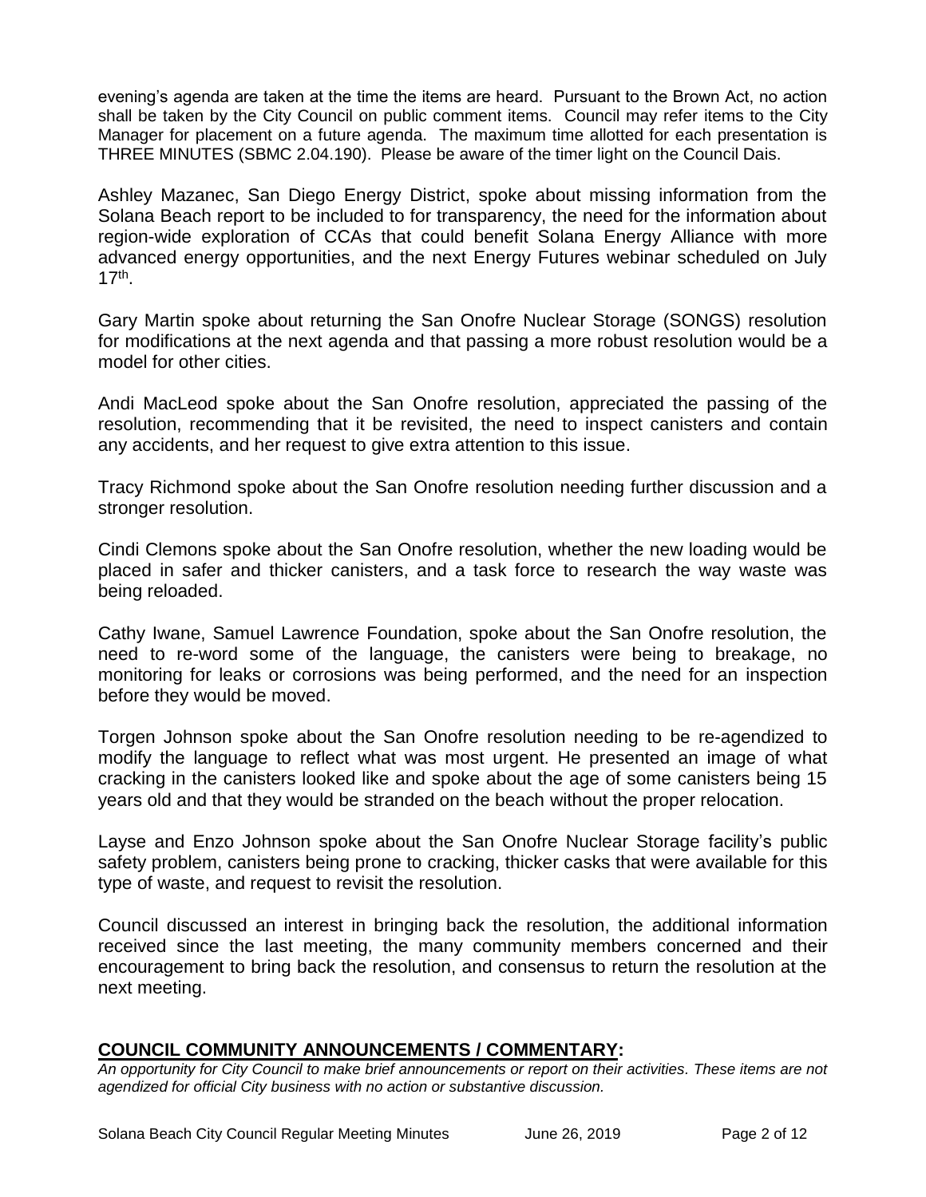evening's agenda are taken at the time the items are heard. Pursuant to the Brown Act, no action shall be taken by the City Council on public comment items. Council may refer items to the City Manager for placement on a future agenda. The maximum time allotted for each presentation is THREE MINUTES (SBMC 2.04.190). Please be aware of the timer light on the Council Dais.

Ashley Mazanec, San Diego Energy District, spoke about missing information from the Solana Beach report to be included to for transparency, the need for the information about region-wide exploration of CCAs that could benefit Solana Energy Alliance with more advanced energy opportunities, and the next Energy Futures webinar scheduled on July 17th.

Gary Martin spoke about returning the San Onofre Nuclear Storage (SONGS) resolution for modifications at the next agenda and that passing a more robust resolution would be a model for other cities.

Andi MacLeod spoke about the San Onofre resolution, appreciated the passing of the resolution, recommending that it be revisited, the need to inspect canisters and contain any accidents, and her request to give extra attention to this issue.

Tracy Richmond spoke about the San Onofre resolution needing further discussion and a stronger resolution.

Cindi Clemons spoke about the San Onofre resolution, whether the new loading would be placed in safer and thicker canisters, and a task force to research the way waste was being reloaded.

Cathy Iwane, Samuel Lawrence Foundation, spoke about the San Onofre resolution, the need to re-word some of the language, the canisters were being to breakage, no monitoring for leaks or corrosions was being performed, and the need for an inspection before they would be moved.

Torgen Johnson spoke about the San Onofre resolution needing to be re-agendized to modify the language to reflect what was most urgent. He presented an image of what cracking in the canisters looked like and spoke about the age of some canisters being 15 years old and that they would be stranded on the beach without the proper relocation.

Layse and Enzo Johnson spoke about the San Onofre Nuclear Storage facility's public safety problem, canisters being prone to cracking, thicker casks that were available for this type of waste, and request to revisit the resolution.

Council discussed an interest in bringing back the resolution, the additional information received since the last meeting, the many community members concerned and their encouragement to bring back the resolution, and consensus to return the resolution at the next meeting.

## **COUNCIL COMMUNITY ANNOUNCEMENTS / COMMENTARY:**

*An opportunity for City Council to make brief announcements or report on their activities. These items are not agendized for official City business with no action or substantive discussion.*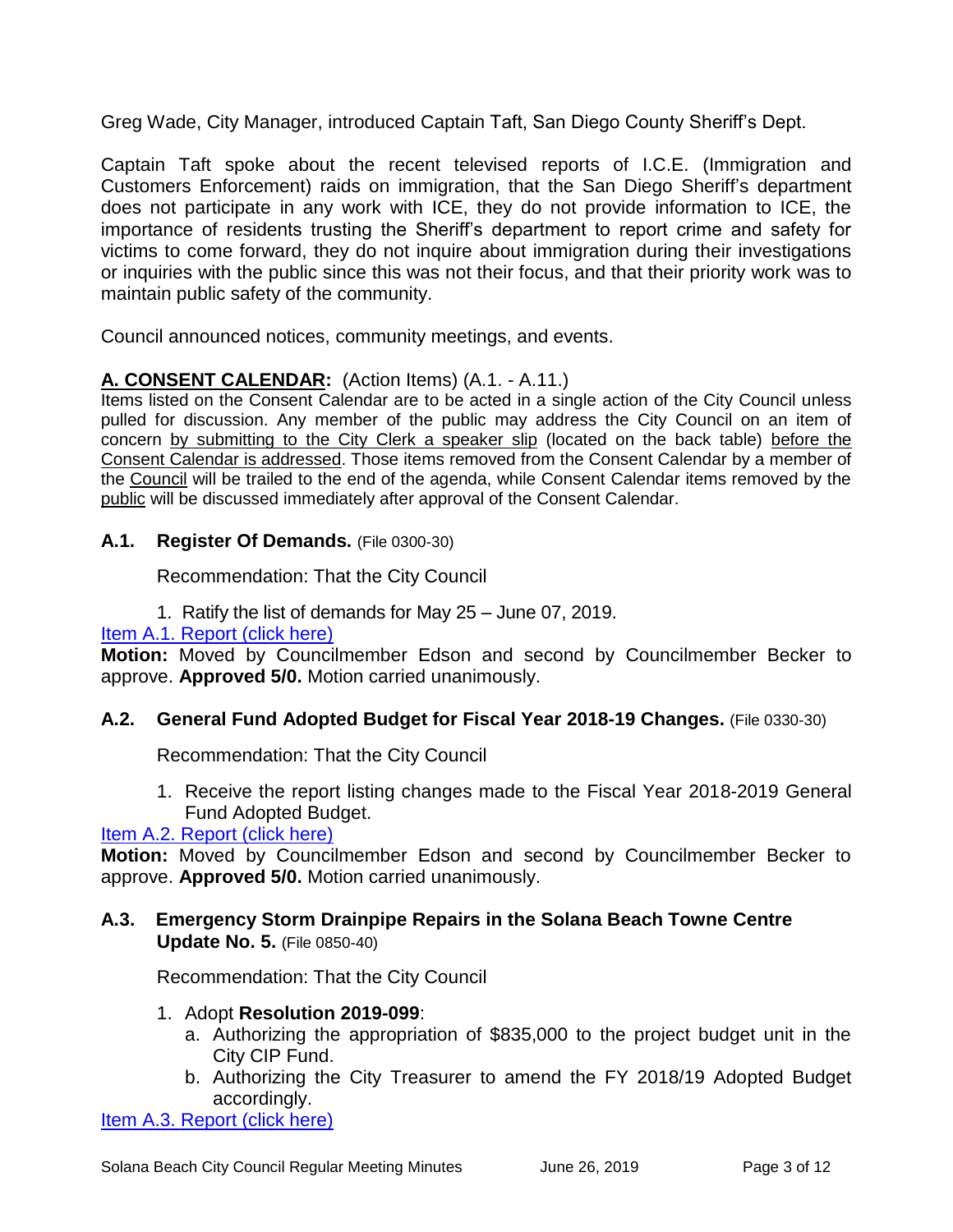Greg Wade, City Manager, introduced Captain Taft, San Diego County Sheriff's Dept.

Captain Taft spoke about the recent televised reports of I.C.E. (Immigration and Customers Enforcement) raids on immigration, that the San Diego Sheriff's department does not participate in any work with ICE, they do not provide information to ICE, the importance of residents trusting the Sheriff's department to report crime and safety for victims to come forward, they do not inquire about immigration during their investigations or inquiries with the public since this was not their focus, and that their priority work was to maintain public safety of the community.

Council announced notices, community meetings, and events.

## **A. CONSENT CALENDAR:** (Action Items) (A.1. - A.11.)

Items listed on the Consent Calendar are to be acted in a single action of the City Council unless pulled for discussion. Any member of the public may address the City Council on an item of concern by submitting to the City Clerk a speaker slip (located on the back table) before the Consent Calendar is addressed. Those items removed from the Consent Calendar by a member of the Council will be trailed to the end of the agenda, while Consent Calendar items removed by the public will be discussed immediately after approval of the Consent Calendar.

### **A.1. Register Of Demands.** (File 0300-30)

Recommendation: That the City Council

1. Ratify the list of demands for May 25 – June 07, 2019.

[Item A.1. Report (click here)]

**Motion:** Moved by Councilmember Edson and second by Councilmember Becker to approve. **Approved 5/0.** Motion carried unanimously.

### **A.2. General Fund Adopted Budget for Fiscal Year 2018-19 Changes.** (File 0330-30)

Recommendation: That the City Council

1. Receive the report listing changes made to the Fiscal Year 2018-2019 General Fund Adopted Budget.

[Item A.2. Report (click here)]

**Motion:** Moved by Councilmember Edson and second by Councilmember Becker to approve. **Approved 5/0.** Motion carried unanimously.

### **A.3. Emergency Storm Drainpipe Repairs in the Solana Beach Towne Centre Update No. 5.** (File 0850-40)

Recommendation: That the City Council

1. Adopt **Resolution 2019-099**:
   a. Authorizing the appropriation of $835,000 to the project budget unit in the City CIP Fund.
   b. Authorizing the City Treasurer to amend the FY 2018/19 Adopted Budget accordingly.

[Item A.3. Report (click here)]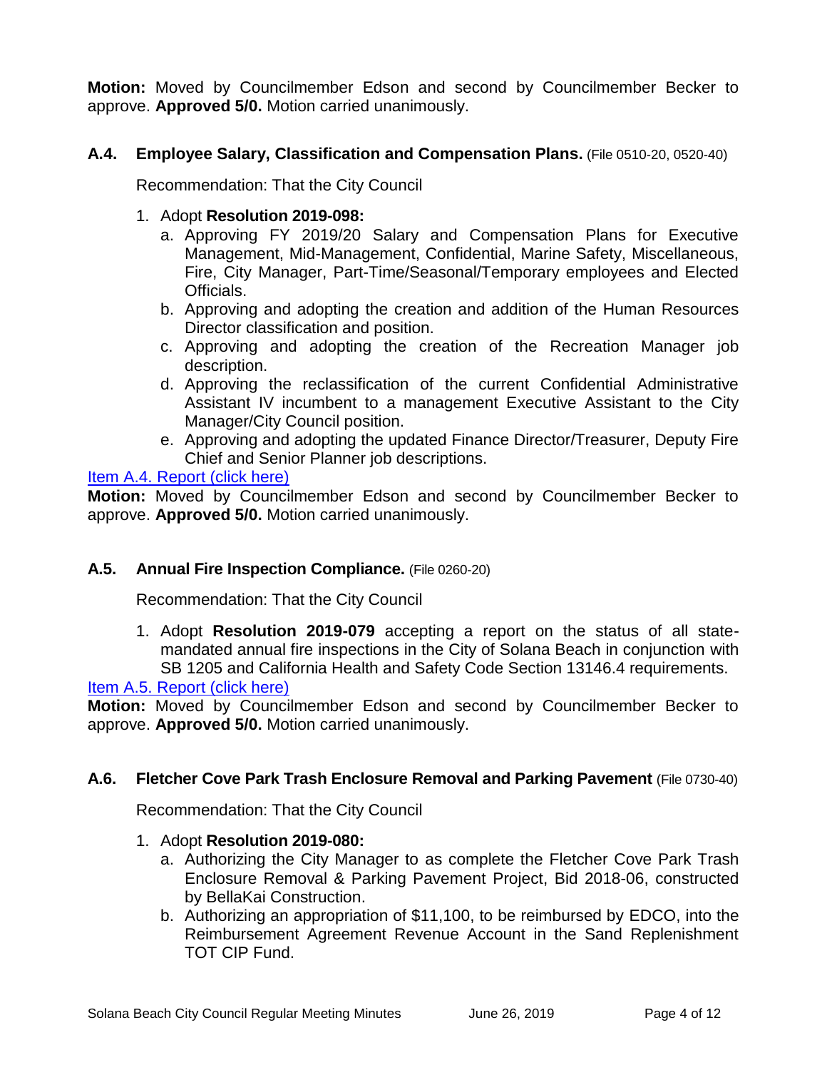**Motion:** Moved by Councilmember Edson and second by Councilmember Becker to approve. **Approved 5/0.** Motion carried unanimously.

### A.4. Employee Salary, Classification and Compensation Plans. (File 0510-20, 0520-40)

Recommendation: That the City Council

1. Adopt **Resolution 2019-098:**
   a. Approving FY 2019/20 Salary and Compensation Plans for Executive Management, Mid-Management, Confidential, Marine Safety, Miscellaneous, Fire, City Manager, Part-Time/Seasonal/Temporary employees and Elected Officials.
   b. Approving and adopting the creation and addition of the Human Resources Director classification and position.
   c. Approving and adopting the creation of the Recreation Manager job description.
   d. Approving the reclassification of the current Confidential Administrative Assistant IV incumbent to a management Executive Assistant to the City Manager/City Council position.
   e. Approving and adopting the updated Finance Director/Treasurer, Deputy Fire Chief and Senior Planner job descriptions.

Item A.4. Report (click here)

**Motion:** Moved by Councilmember Edson and second by Councilmember Becker to approve. **Approved 5/0.** Motion carried unanimously.

### A.5. Annual Fire Inspection Compliance. (File 0260-20)

Recommendation: That the City Council

1. Adopt **Resolution 2019-079** accepting a report on the status of all state-mandated annual fire inspections in the City of Solana Beach in conjunction with SB 1205 and California Health and Safety Code Section 13146.4 requirements.

Item A.5. Report (click here)

**Motion:** Moved by Councilmember Edson and second by Councilmember Becker to approve. **Approved 5/0.** Motion carried unanimously.

### A.6. Fletcher Cove Park Trash Enclosure Removal and Parking Pavement (File 0730-40)

Recommendation: That the City Council

1. Adopt **Resolution 2019-080:**
   a. Authorizing the City Manager to as complete the Fletcher Cove Park Trash Enclosure Removal & Parking Pavement Project, Bid 2018-06, constructed by BellaKai Construction.
   b. Authorizing an appropriation of $11,100, to be reimbursed by EDCO, into the Reimbursement Agreement Revenue Account in the Sand Replenishment TOT CIP Fund.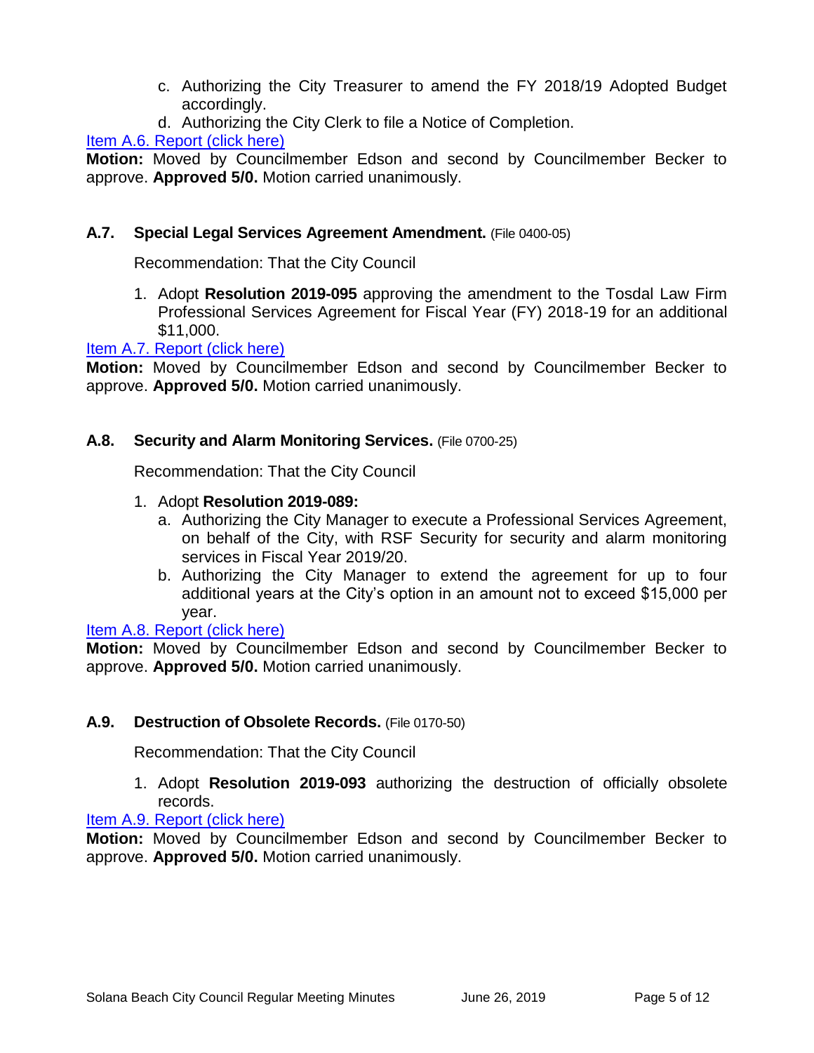c. Authorizing the City Treasurer to amend the FY 2018/19 Adopted Budget accordingly.
d. Authorizing the City Clerk to file a Notice of Completion.

Item A.6. Report (click here)

**Motion:** Moved by Councilmember Edson and second by Councilmember Becker to approve. **Approved 5/0.** Motion carried unanimously.

### A.7. Special Legal Services Agreement Amendment. (File 0400-05)

Recommendation: That the City Council

1. Adopt **Resolution 2019-095** approving the amendment to the Tosdal Law Firm Professional Services Agreement for Fiscal Year (FY) 2018-19 for an additional $11,000.

Item A.7. Report (click here)

**Motion:** Moved by Councilmember Edson and second by Councilmember Becker to approve. **Approved 5/0.** Motion carried unanimously.

### A.8. Security and Alarm Monitoring Services. (File 0700-25)

Recommendation: That the City Council

1. Adopt **Resolution 2019-089:**
   a. Authorizing the City Manager to execute a Professional Services Agreement, on behalf of the City, with RSF Security for security and alarm monitoring services in Fiscal Year 2019/20.
   b. Authorizing the City Manager to extend the agreement for up to four additional years at the City's option in an amount not to exceed $15,000 per year.

Item A.8. Report (click here)

**Motion:** Moved by Councilmember Edson and second by Councilmember Becker to approve. **Approved 5/0.** Motion carried unanimously.

### A.9. Destruction of Obsolete Records. (File 0170-50)

Recommendation: That the City Council

1. Adopt **Resolution 2019-093** authorizing the destruction of officially obsolete records.

Item A.9. Report (click here)

**Motion:** Moved by Councilmember Edson and second by Councilmember Becker to approve. **Approved 5/0.** Motion carried unanimously.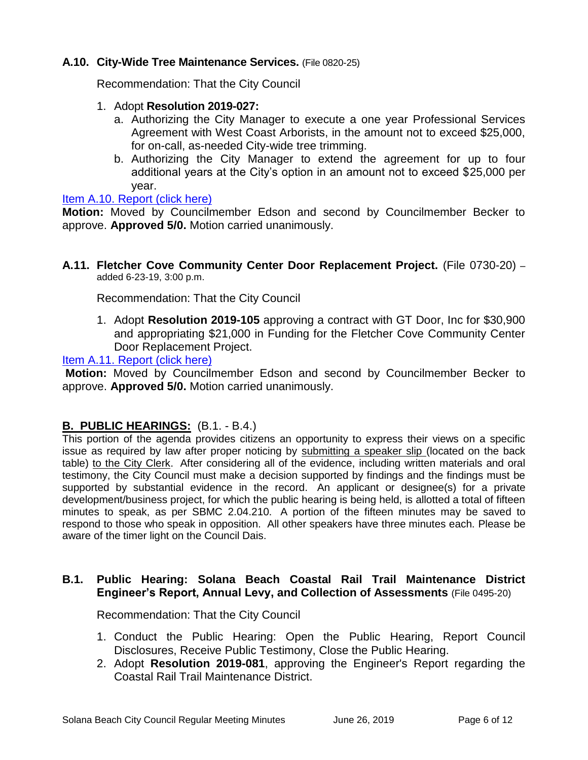**A.10. City-Wide Tree Maintenance Services.** (File 0820-25)

Recommendation: That the City Council

1. Adopt **Resolution 2019-027:**
   a. Authorizing the City Manager to execute a one year Professional Services Agreement with West Coast Arborists, in the amount not to exceed $25,000, for on-call, as-needed City-wide tree trimming.
   b. Authorizing the City Manager to extend the agreement for up to four additional years at the City's option in an amount not to exceed $25,000 per year.

Item A.10. Report (click here)

**Motion:** Moved by Councilmember Edson and second by Councilmember Becker to approve. **Approved 5/0.** Motion carried unanimously.

**A.11. Fletcher Cove Community Center Door Replacement Project.** (File 0730-20) – added 6-23-19, 3:00 p.m.

Recommendation: That the City Council

1. Adopt **Resolution 2019-105** approving a contract with GT Door, Inc for $30,900 and appropriating $21,000 in Funding for the Fletcher Cove Community Center Door Replacement Project.

Item A.11. Report (click here)

**Motion:** Moved by Councilmember Edson and second by Councilmember Becker to approve. **Approved 5/0.** Motion carried unanimously.

## B. PUBLIC HEARINGS: (B.1. - B.4.)

This portion of the agenda provides citizens an opportunity to express their views on a specific issue as required by law after proper noticing by submitting a speaker slip (located on the back table) to the City Clerk. After considering all of the evidence, including written materials and oral testimony, the City Council must make a decision supported by findings and the findings must be supported by substantial evidence in the record. An applicant or designee(s) for a private development/business project, for which the public hearing is being held, is allotted a total of fifteen minutes to speak, as per SBMC 2.04.210. A portion of the fifteen minutes may be saved to respond to those who speak in opposition. All other speakers have three minutes each. Please be aware of the timer light on the Council Dais.

**B.1. Public Hearing: Solana Beach Coastal Rail Trail Maintenance District Engineer's Report, Annual Levy, and Collection of Assessments** (File 0495-20)

Recommendation: That the City Council

1. Conduct the Public Hearing: Open the Public Hearing, Report Council Disclosures, Receive Public Testimony, Close the Public Hearing.
2. Adopt **Resolution 2019-081**, approving the Engineer's Report regarding the Coastal Rail Trail Maintenance District.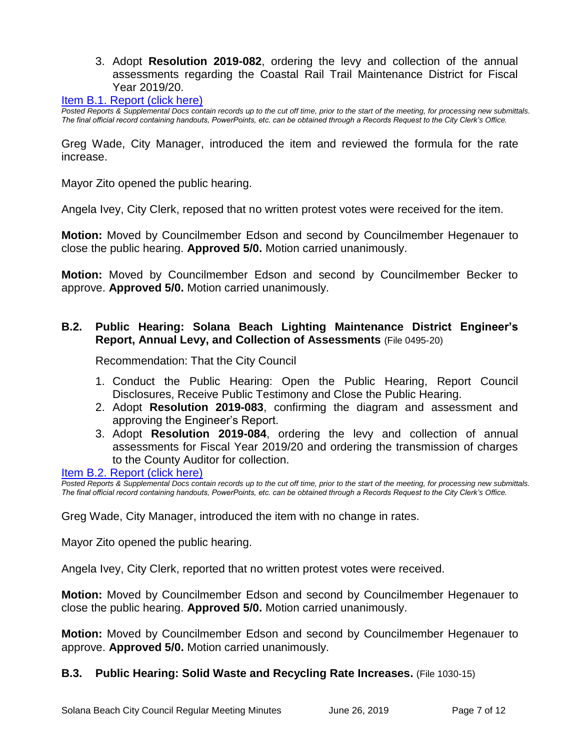3. Adopt **Resolution 2019-082**, ordering the levy and collection of the annual assessments regarding the Coastal Rail Trail Maintenance District for Fiscal Year 2019/20.

[Item B.1. Report (click here)]

*Posted Reports & Supplemental Docs contain records up to the cut off time, prior to the start of the meeting, for processing new submittals. The final official record containing handouts, PowerPoints, etc. can be obtained through a Records Request to the City Clerk's Office.*

Greg Wade, City Manager, introduced the item and reviewed the formula for the rate increase.

Mayor Zito opened the public hearing.

Angela Ivey, City Clerk, reposed that no written protest votes were received for the item.

**Motion:** Moved by Councilmember Edson and second by Councilmember Hegenauer to close the public hearing. **Approved 5/0.** Motion carried unanimously.

**Motion:** Moved by Councilmember Edson and second by Councilmember Becker to approve. **Approved 5/0.** Motion carried unanimously.

### B.2. Public Hearing: Solana Beach Lighting Maintenance District Engineer's Report, Annual Levy, and Collection of Assessments (File 0495-20)

Recommendation: That the City Council

1. Conduct the Public Hearing: Open the Public Hearing, Report Council Disclosures, Receive Public Testimony and Close the Public Hearing.
2. Adopt **Resolution 2019-083**, confirming the diagram and assessment and approving the Engineer's Report.
3. Adopt **Resolution 2019-084**, ordering the levy and collection of annual assessments for Fiscal Year 2019/20 and ordering the transmission of charges to the County Auditor for collection.

[Item B.2. Report (click here)]

*Posted Reports & Supplemental Docs contain records up to the cut off time, prior to the start of the meeting, for processing new submittals. The final official record containing handouts, PowerPoints, etc. can be obtained through a Records Request to the City Clerk's Office.*

Greg Wade, City Manager, introduced the item with no change in rates.

Mayor Zito opened the public hearing.

Angela Ivey, City Clerk, reported that no written protest votes were received.

**Motion:** Moved by Councilmember Edson and second by Councilmember Hegenauer to close the public hearing. **Approved 5/0.** Motion carried unanimously.

**Motion:** Moved by Councilmember Edson and second by Councilmember Hegenauer to approve. **Approved 5/0.** Motion carried unanimously.

### B.3. Public Hearing: Solid Waste and Recycling Rate Increases. (File 1030-15)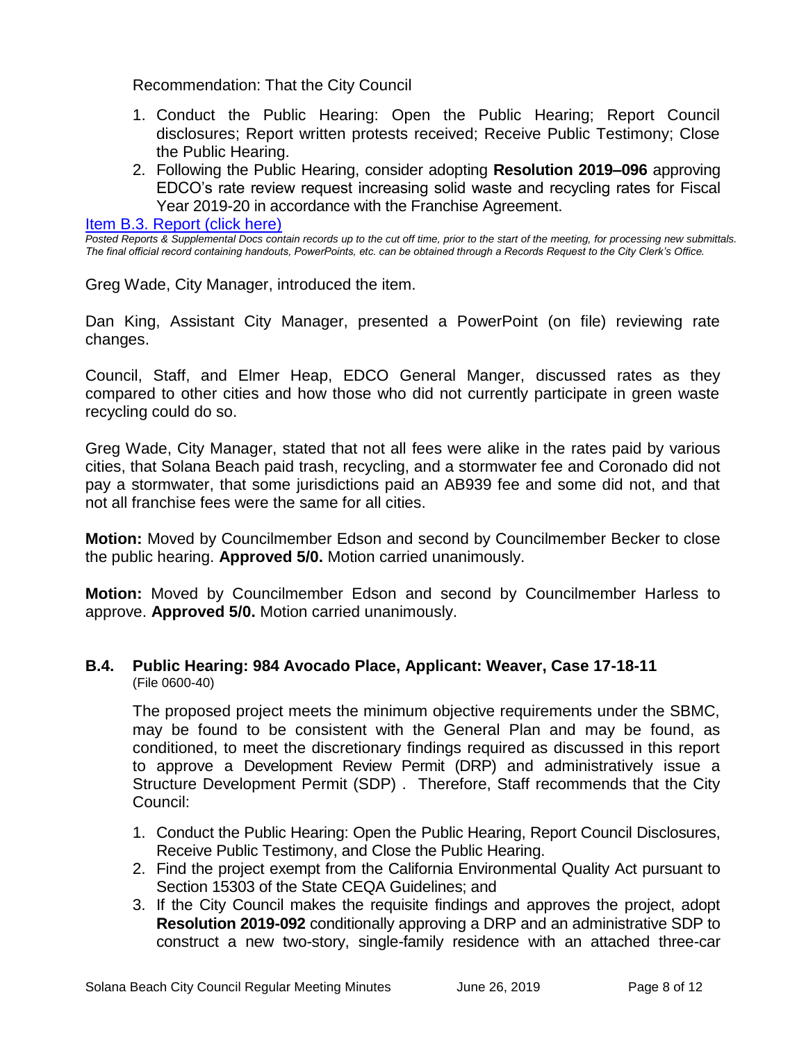Recommendation: That the City Council

1. Conduct the Public Hearing: Open the Public Hearing; Report Council disclosures; Report written protests received; Receive Public Testimony; Close the Public Hearing.
2. Following the Public Hearing, consider adopting **Resolution 2019–096** approving EDCO's rate review request increasing solid waste and recycling rates for Fiscal Year 2019-20 in accordance with the Franchise Agreement.

[Item B.3. Report (click here)]

*Posted Reports & Supplemental Docs contain records up to the cut off time, prior to the start of the meeting, for processing new submittals. The final official record containing handouts, PowerPoints, etc. can be obtained through a Records Request to the City Clerk's Office.*

Greg Wade, City Manager, introduced the item.

Dan King, Assistant City Manager, presented a PowerPoint (on file) reviewing rate changes.

Council, Staff, and Elmer Heap, EDCO General Manger, discussed rates as they compared to other cities and how those who did not currently participate in green waste recycling could do so.

Greg Wade, City Manager, stated that not all fees were alike in the rates paid by various cities, that Solana Beach paid trash, recycling, and a stormwater fee and Coronado did not pay a stormwater, that some jurisdictions paid an AB939 fee and some did not, and that not all franchise fees were the same for all cities.

**Motion:** Moved by Councilmember Edson and second by Councilmember Becker to close the public hearing. **Approved 5/0.** Motion carried unanimously.

**Motion:** Moved by Councilmember Edson and second by Councilmember Harless to approve. **Approved 5/0.** Motion carried unanimously.

### B.4. Public Hearing: 984 Avocado Place, Applicant: Weaver, Case 17-18-11

(File 0600-40)

The proposed project meets the minimum objective requirements under the SBMC, may be found to be consistent with the General Plan and may be found, as conditioned, to meet the discretionary findings required as discussed in this report to approve a Development Review Permit (DRP) and administratively issue a Structure Development Permit (SDP) . Therefore, Staff recommends that the City Council:

1. Conduct the Public Hearing: Open the Public Hearing, Report Council Disclosures, Receive Public Testimony, and Close the Public Hearing.
2. Find the project exempt from the California Environmental Quality Act pursuant to Section 15303 of the State CEQA Guidelines; and
3. If the City Council makes the requisite findings and approves the project, adopt **Resolution 2019-092** conditionally approving a DRP and an administrative SDP to construct a new two-story, single-family residence with an attached three-car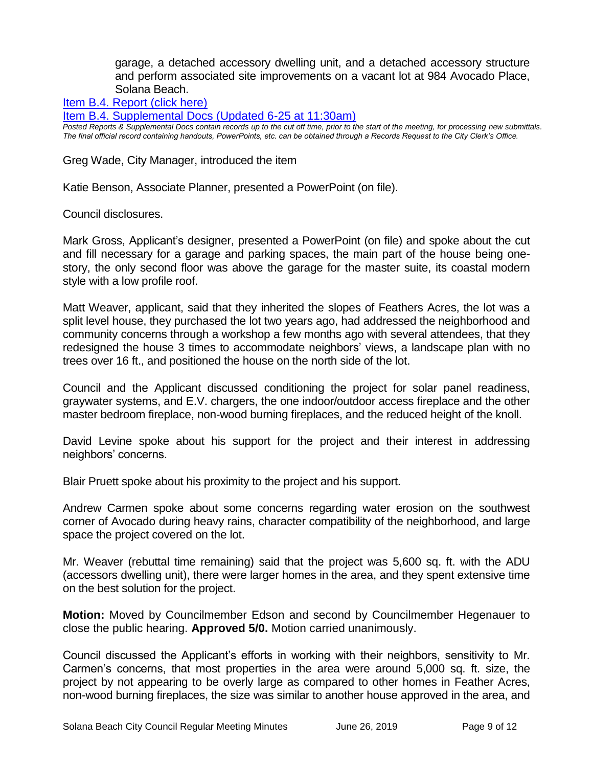garage, a detached accessory dwelling unit, and a detached accessory structure and perform associated site improvements on a vacant lot at 984 Avocado Place, Solana Beach.

[Item B.4. Report (click here)](#)

[Item B.4. Supplemental Docs (Updated 6-25 at 11:30am)](#)

*Posted Reports & Supplemental Docs contain records up to the cut off time, prior to the start of the meeting, for processing new submittals. The final official record containing handouts, PowerPoints, etc. can be obtained through a Records Request to the City Clerk's Office.*

Greg Wade, City Manager, introduced the item

Katie Benson, Associate Planner, presented a PowerPoint (on file).

Council disclosures.

Mark Gross, Applicant's designer, presented a PowerPoint (on file) and spoke about the cut and fill necessary for a garage and parking spaces, the main part of the house being one-story, the only second floor was above the garage for the master suite, its coastal modern style with a low profile roof.

Matt Weaver, applicant, said that they inherited the slopes of Feathers Acres, the lot was a split level house, they purchased the lot two years ago, had addressed the neighborhood and community concerns through a workshop a few months ago with several attendees, that they redesigned the house 3 times to accommodate neighbors' views, a landscape plan with no trees over 16 ft., and positioned the house on the north side of the lot.

Council and the Applicant discussed conditioning the project for solar panel readiness, graywater systems, and E.V. chargers, the one indoor/outdoor access fireplace and the other master bedroom fireplace, non-wood burning fireplaces, and the reduced height of the knoll.

David Levine spoke about his support for the project and their interest in addressing neighbors' concerns.

Blair Pruett spoke about his proximity to the project and his support.

Andrew Carmen spoke about some concerns regarding water erosion on the southwest corner of Avocado during heavy rains, character compatibility of the neighborhood, and large space the project covered on the lot.

Mr. Weaver (rebuttal time remaining) said that the project was 5,600 sq. ft. with the ADU (accessors dwelling unit), there were larger homes in the area, and they spent extensive time on the best solution for the project.

**Motion:** Moved by Councilmember Edson and second by Councilmember Hegenauer to close the public hearing. **Approved 5/0.** Motion carried unanimously.

Council discussed the Applicant's efforts in working with their neighbors, sensitivity to Mr. Carmen's concerns, that most properties in the area were around 5,000 sq. ft. size, the project by not appearing to be overly large as compared to other homes in Feather Acres, non-wood burning fireplaces, the size was similar to another house approved in the area, and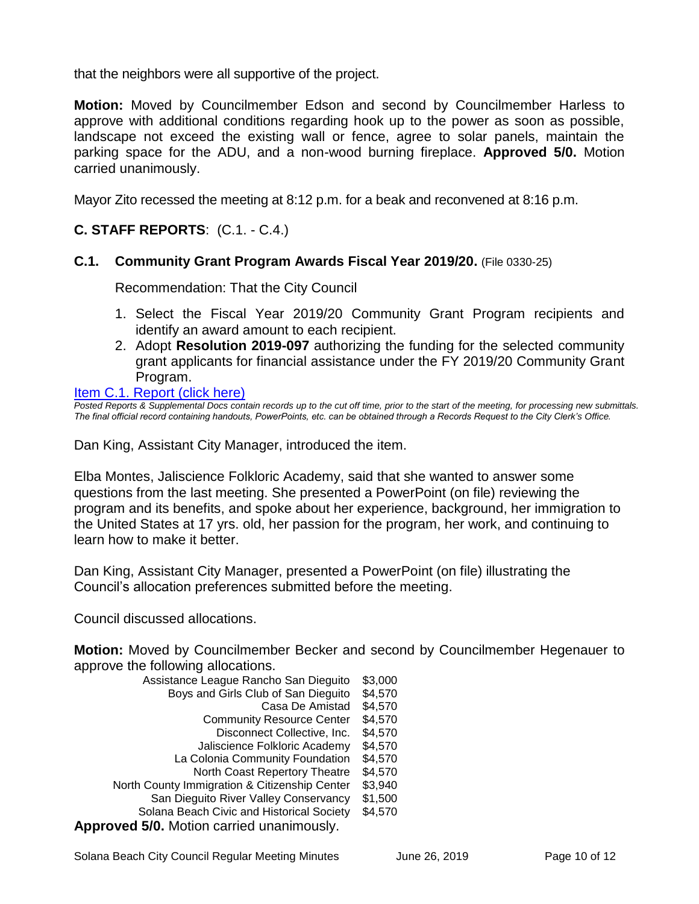that the neighbors were all supportive of the project.

**Motion:** Moved by Councilmember Edson and second by Councilmember Harless to approve with additional conditions regarding hook up to the power as soon as possible, landscape not exceed the existing wall or fence, agree to solar panels, maintain the parking space for the ADU, and a non-wood burning fireplace. **Approved 5/0.** Motion carried unanimously.

Mayor Zito recessed the meeting at 8:12 p.m. for a beak and reconvened at 8:16 p.m.

## C. STAFF REPORTS: (C.1. - C.4.)

### C.1. Community Grant Program Awards Fiscal Year 2019/20. (File 0330-25)

Recommendation: That the City Council

1. Select the Fiscal Year 2019/20 Community Grant Program recipients and identify an award amount to each recipient.
2. Adopt **Resolution 2019-097** authorizing the funding for the selected community grant applicants for financial assistance under the FY 2019/20 Community Grant Program.

Item C.1. Report (click here)

*Posted Reports & Supplemental Docs contain records up to the cut off time, prior to the start of the meeting, for processing new submittals. The final official record containing handouts, PowerPoints, etc. can be obtained through a Records Request to the City Clerk's Office.*

Dan King, Assistant City Manager, introduced the item.

Elba Montes, Jaliscience Folkloric Academy, said that she wanted to answer some questions from the last meeting. She presented a PowerPoint (on file) reviewing the program and its benefits, and spoke about her experience, background, her immigration to the United States at 17 yrs. old, her passion for the program, her work, and continuing to learn how to make it better.

Dan King, Assistant City Manager, presented a PowerPoint (on file) illustrating the Council's allocation preferences submitted before the meeting.

Council discussed allocations.

**Motion:** Moved by Councilmember Becker and second by Councilmember Hegenauer to approve the following allocations.

| | |
|---|---|
| Assistance League Rancho San Dieguito | $3,000 |
| Boys and Girls Club of San Dieguito | $4,570 |
| Casa De Amistad | $4,570 |
| Community Resource Center | $4,570 |
| Disconnect Collective, Inc. | $4,570 |
| Jaliscience Folkloric Academy | $4,570 |
| La Colonia Community Foundation | $4,570 |
| North Coast Repertory Theatre | $4,570 |
| North County Immigration & Citizenship Center | $3,940 |
| San Dieguito River Valley Conservancy | $1,500 |
| Solana Beach Civic and Historical Society | $4,570 |

**Approved 5/0.** Motion carried unanimously.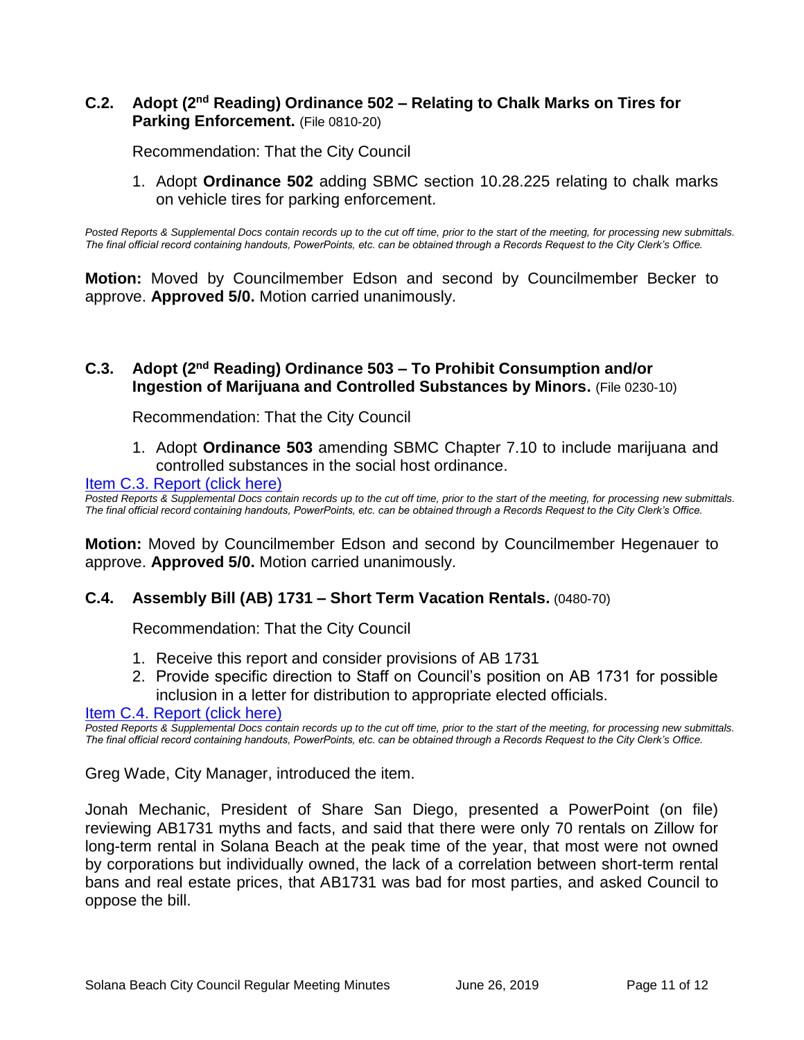### C.2. Adopt (2nd Reading) Ordinance 502 – Relating to Chalk Marks on Tires for Parking Enforcement. (File 0810-20)

Recommendation: That the City Council

1. Adopt **Ordinance 502** adding SBMC section 10.28.225 relating to chalk marks on vehicle tires for parking enforcement.

*Posted Reports & Supplemental Docs contain records up to the cut off time, prior to the start of the meeting, for processing new submittals. The final official record containing handouts, PowerPoints, etc. can be obtained through a Records Request to the City Clerk's Office.*

**Motion:** Moved by Councilmember Edson and second by Councilmember Becker to approve. **Approved 5/0.** Motion carried unanimously.

### C.3. Adopt (2nd Reading) Ordinance 503 – To Prohibit Consumption and/or Ingestion of Marijuana and Controlled Substances by Minors. (File 0230-10)

Recommendation: That the City Council

1. Adopt **Ordinance 503** amending SBMC Chapter 7.10 to include marijuana and controlled substances in the social host ordinance.

Item C.3. Report (click here)

*Posted Reports & Supplemental Docs contain records up to the cut off time, prior to the start of the meeting, for processing new submittals. The final official record containing handouts, PowerPoints, etc. can be obtained through a Records Request to the City Clerk's Office.*

**Motion:** Moved by Councilmember Edson and second by Councilmember Hegenauer to approve. **Approved 5/0.** Motion carried unanimously.

### C.4. Assembly Bill (AB) 1731 – Short Term Vacation Rentals. (0480-70)

Recommendation: That the City Council

1. Receive this report and consider provisions of AB 1731
2. Provide specific direction to Staff on Council's position on AB 1731 for possible inclusion in a letter for distribution to appropriate elected officials.

Item C.4. Report (click here)

*Posted Reports & Supplemental Docs contain records up to the cut off time, prior to the start of the meeting, for processing new submittals. The final official record containing handouts, PowerPoints, etc. can be obtained through a Records Request to the City Clerk's Office.*

Greg Wade, City Manager, introduced the item.

Jonah Mechanic, President of Share San Diego, presented a PowerPoint (on file) reviewing AB1731 myths and facts, and said that there were only 70 rentals on Zillow for long-term rental in Solana Beach at the peak time of the year, that most were not owned by corporations but individually owned, the lack of a correlation between short-term rental bans and real estate prices, that AB1731 was bad for most parties, and asked Council to oppose the bill.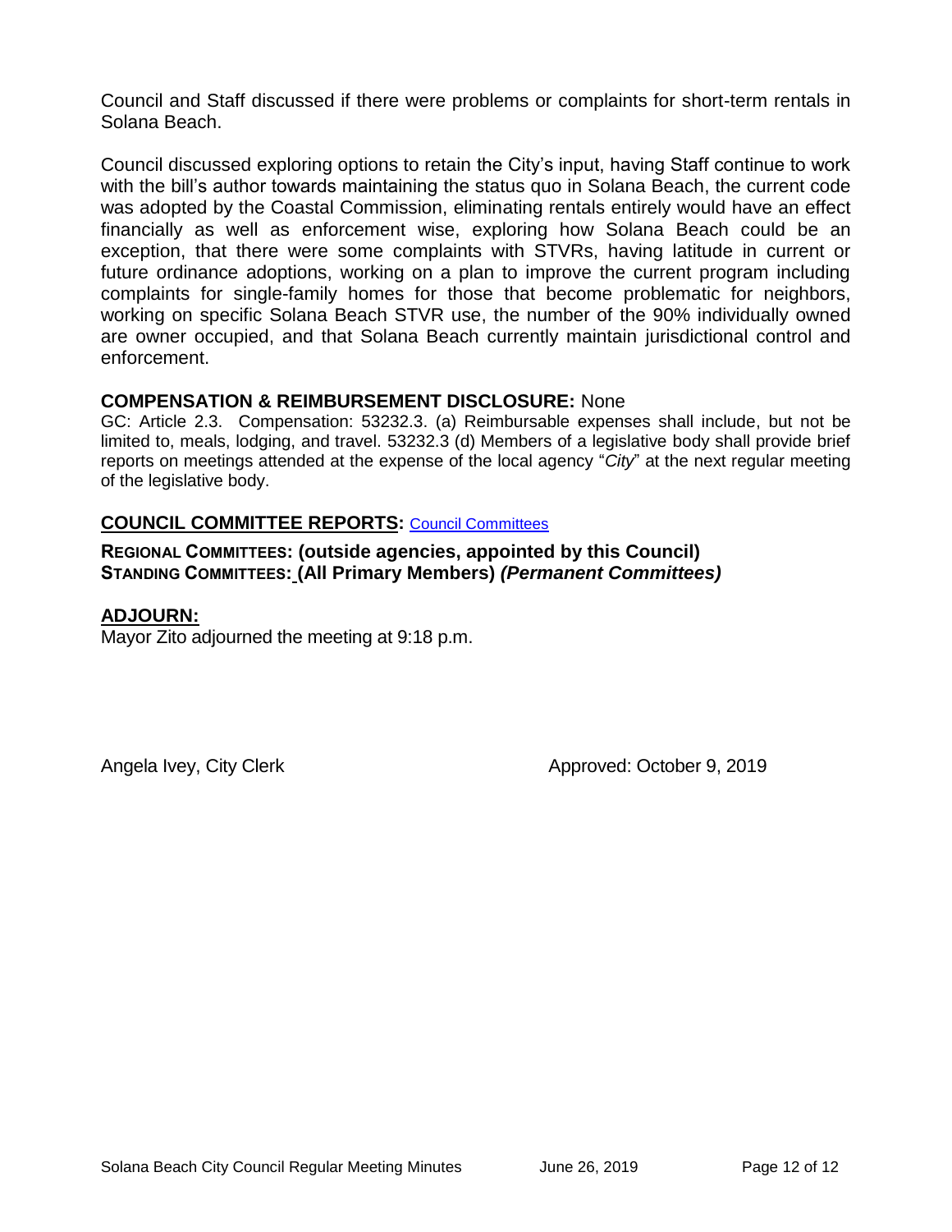Council and Staff discussed if there were problems or complaints for short-term rentals in Solana Beach.

Council discussed exploring options to retain the City's input, having Staff continue to work with the bill's author towards maintaining the status quo in Solana Beach, the current code was adopted by the Coastal Commission, eliminating rentals entirely would have an effect financially as well as enforcement wise, exploring how Solana Beach could be an exception, that there were some complaints with STVRs, having latitude in current or future ordinance adoptions, working on a plan to improve the current program including complaints for single-family homes for those that become problematic for neighbors, working on specific Solana Beach STVR use, the number of the 90% individually owned are owner occupied, and that Solana Beach currently maintain jurisdictional control and enforcement.

**COMPENSATION & REIMBURSEMENT DISCLOSURE:** None

GC: Article 2.3. Compensation: 53232.3. (a) Reimbursable expenses shall include, but not be limited to, meals, lodging, and travel. 53232.3 (d) Members of a legislative body shall provide brief reports on meetings attended at the expense of the local agency "*City*" at the next regular meeting of the legislative body.

**COUNCIL COMMITTEE REPORTS:** Council Committees

**REGIONAL COMMITTEES: (outside agencies, appointed by this Council)**
**STANDING COMMITTEES: (All Primary Members)** ***(Permanent Committees)***

**ADJOURN:**

Mayor Zito adjourned the meeting at 9:18 p.m.

Angela Ivey, City Clerk

Approved: October 9, 2019